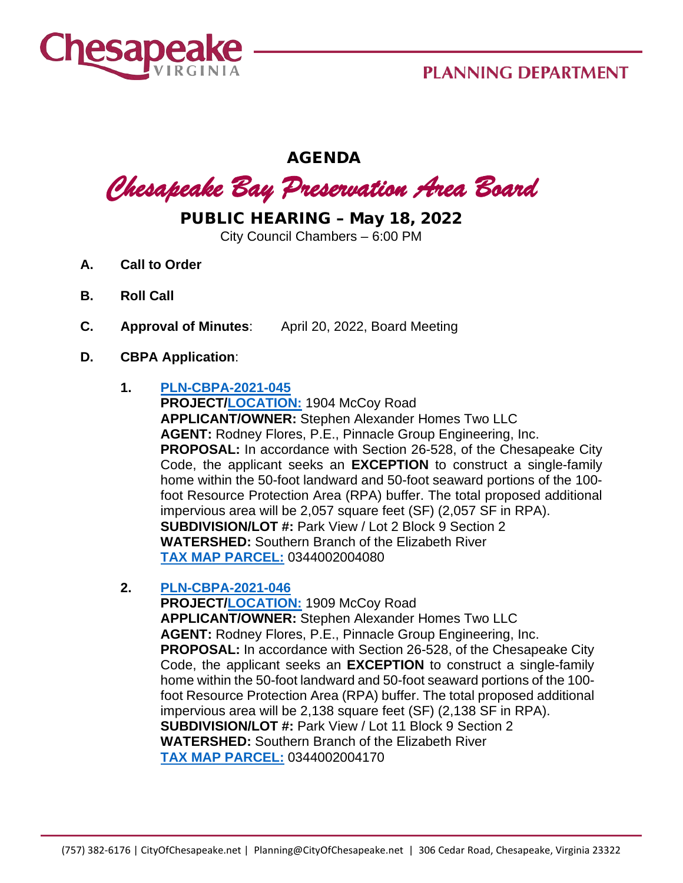PLANNING DEPARTMENT

# AGENDA

## *Chesapeake Bay Preservation Area Board*

## PUBLIC HEARING – May 18, 2022

City Council Chambers – 6:00 PM

**A. Call to Order**

**B. Roll Call**

**C. Approval of Minutes**: April 20, 2022, Board Meeting

**D. CBPA Application**:

1. **PLN-CBPA-2021-045**
   **PROJECT/LOCATION:** 1904 McCoy Road
   **APPLICANT/OWNER:** Stephen Alexander Homes Two LLC
   **AGENT:** Rodney Flores, P.E., Pinnacle Group Engineering, Inc.
   **PROPOSAL:** In accordance with Section 26-528, of the Chesapeake City Code, the applicant seeks an **EXCEPTION** to construct a single-family home within the 50-foot landward and 50-foot seaward portions of the 100-foot Resource Protection Area (RPA) buffer. The total proposed additional impervious area will be 2,057 square feet (SF) (2,057 SF in RPA).
   **SUBDIVISION/LOT #:** Park View / Lot 2 Block 9 Section 2
   **WATERSHED:** Southern Branch of the Elizabeth River
   **TAX MAP PARCEL:** 0344002004080

2. **PLN-CBPA-2021-046**
   **PROJECT/LOCATION:** 1909 McCoy Road
   **APPLICANT/OWNER:** Stephen Alexander Homes Two LLC
   **AGENT:** Rodney Flores, P.E., Pinnacle Group Engineering, Inc.
   **PROPOSAL:** In accordance with Section 26-528, of the Chesapeake City Code, the applicant seeks an **EXCEPTION** to construct a single-family home within the 50-foot landward and 50-foot seaward portions of the 100-foot Resource Protection Area (RPA) buffer. The total proposed additional impervious area will be 2,138 square feet (SF) (2,138 SF in RPA).
   **SUBDIVISION/LOT #:** Park View / Lot 11 Block 9 Section 2
   **WATERSHED:** Southern Branch of the Elizabeth River
   **TAX MAP PARCEL:** 0344002004170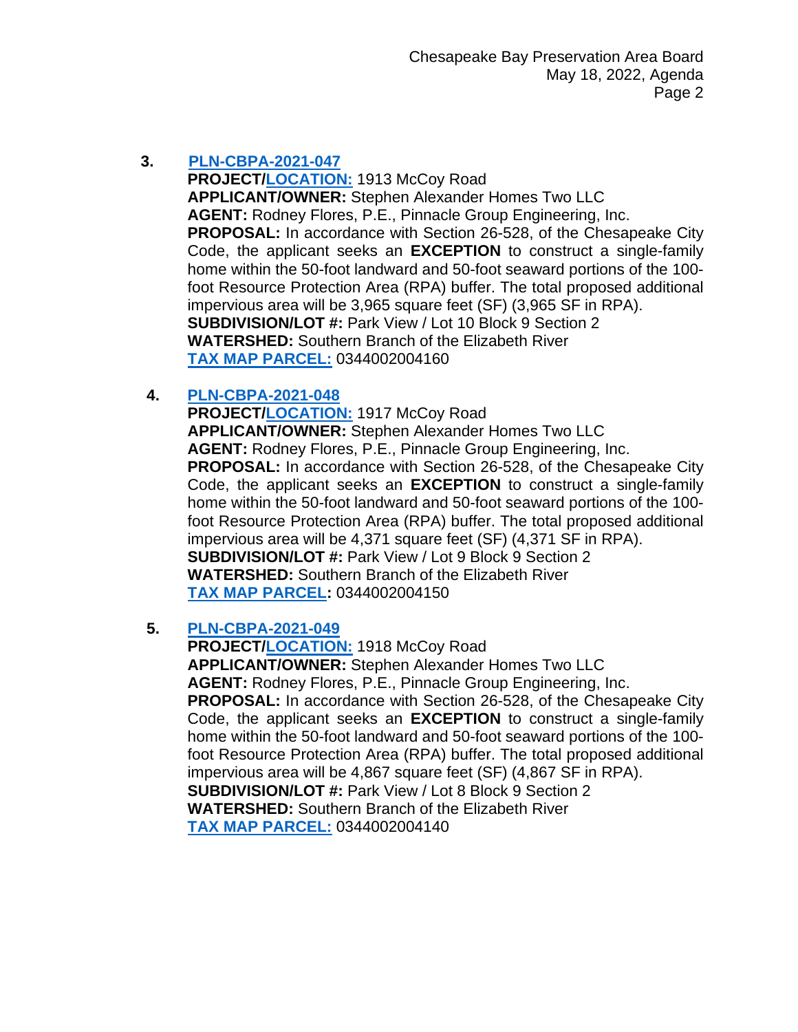3. **PLN-CBPA-2021-047**
   **PROJECT/LOCATION:** 1913 McCoy Road
   **APPLICANT/OWNER:** Stephen Alexander Homes Two LLC
   **AGENT:** Rodney Flores, P.E., Pinnacle Group Engineering, Inc.
   **PROPOSAL:** In accordance with Section 26-528, of the Chesapeake City Code, the applicant seeks an **EXCEPTION** to construct a single-family home within the 50-foot landward and 50-foot seaward portions of the 100-foot Resource Protection Area (RPA) buffer. The total proposed additional impervious area will be 3,965 square feet (SF) (3,965 SF in RPA).
   **SUBDIVISION/LOT #:** Park View / Lot 10 Block 9 Section 2
   **WATERSHED:** Southern Branch of the Elizabeth River
   **TAX MAP PARCEL:** 0344002004160

4. **PLN-CBPA-2021-048**
   **PROJECT/LOCATION:** 1917 McCoy Road
   **APPLICANT/OWNER:** Stephen Alexander Homes Two LLC
   **AGENT:** Rodney Flores, P.E., Pinnacle Group Engineering, Inc.
   **PROPOSAL:** In accordance with Section 26-528, of the Chesapeake City Code, the applicant seeks an **EXCEPTION** to construct a single-family home within the 50-foot landward and 50-foot seaward portions of the 100-foot Resource Protection Area (RPA) buffer. The total proposed additional impervious area will be 4,371 square feet (SF) (4,371 SF in RPA).
   **SUBDIVISION/LOT #:** Park View / Lot 9 Block 9 Section 2
   **WATERSHED:** Southern Branch of the Elizabeth River
   **TAX MAP PARCEL:** 0344002004150

5. **PLN-CBPA-2021-049**
   **PROJECT/LOCATION:** 1918 McCoy Road
   **APPLICANT/OWNER:** Stephen Alexander Homes Two LLC
   **AGENT:** Rodney Flores, P.E., Pinnacle Group Engineering, Inc.
   **PROPOSAL:** In accordance with Section 26-528, of the Chesapeake City Code, the applicant seeks an **EXCEPTION** to construct a single-family home within the 50-foot landward and 50-foot seaward portions of the 100-foot Resource Protection Area (RPA) buffer. The total proposed additional impervious area will be 4,867 square feet (SF) (4,867 SF in RPA).
   **SUBDIVISION/LOT #:** Park View / Lot 8 Block 9 Section 2
   **WATERSHED:** Southern Branch of the Elizabeth River
   **TAX MAP PARCEL:** 0344002004140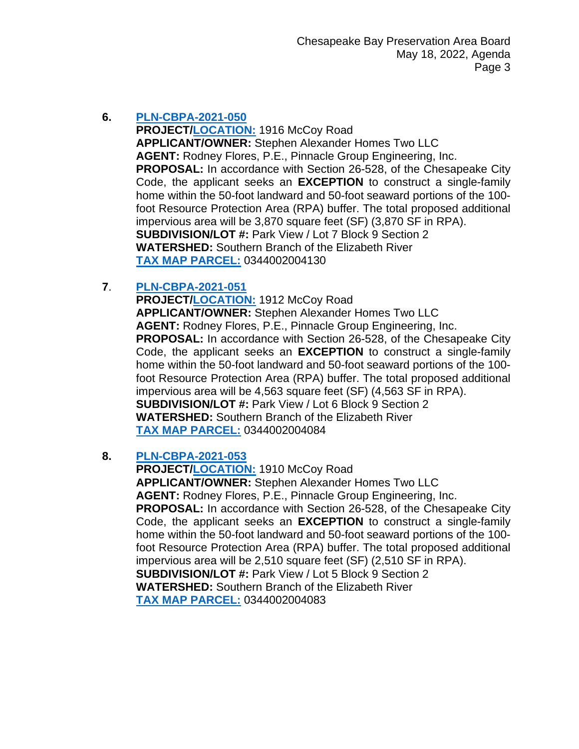6. **PLN-CBPA-2021-050**
   **PROJECT/LOCATION:** 1916 McCoy Road
   **APPLICANT/OWNER:** Stephen Alexander Homes Two LLC
   **AGENT:** Rodney Flores, P.E., Pinnacle Group Engineering, Inc.
   **PROPOSAL:** In accordance with Section 26-528, of the Chesapeake City Code, the applicant seeks an **EXCEPTION** to construct a single-family home within the 50-foot landward and 50-foot seaward portions of the 100-foot Resource Protection Area (RPA) buffer. The total proposed additional impervious area will be 3,870 square feet (SF) (3,870 SF in RPA).
   **SUBDIVISION/LOT #:** Park View / Lot 7 Block 9 Section 2
   **WATERSHED:** Southern Branch of the Elizabeth River
   **TAX MAP PARCEL:** 0344002004130

7. **PLN-CBPA-2021-051**
   **PROJECT/LOCATION:** 1912 McCoy Road
   **APPLICANT/OWNER:** Stephen Alexander Homes Two LLC
   **AGENT:** Rodney Flores, P.E., Pinnacle Group Engineering, Inc.
   **PROPOSAL:** In accordance with Section 26-528, of the Chesapeake City Code, the applicant seeks an **EXCEPTION** to construct a single-family home within the 50-foot landward and 50-foot seaward portions of the 100-foot Resource Protection Area (RPA) buffer. The total proposed additional impervious area will be 4,563 square feet (SF) (4,563 SF in RPA).
   **SUBDIVISION/LOT #:** Park View / Lot 6 Block 9 Section 2
   **WATERSHED:** Southern Branch of the Elizabeth River
   **TAX MAP PARCEL:** 0344002004084

8. **PLN-CBPA-2021-053**
   **PROJECT/LOCATION:** 1910 McCoy Road
   **APPLICANT/OWNER:** Stephen Alexander Homes Two LLC
   **AGENT:** Rodney Flores, P.E., Pinnacle Group Engineering, Inc.
   **PROPOSAL:** In accordance with Section 26-528, of the Chesapeake City Code, the applicant seeks an **EXCEPTION** to construct a single-family home within the 50-foot landward and 50-foot seaward portions of the 100-foot Resource Protection Area (RPA) buffer. The total proposed additional impervious area will be 2,510 square feet (SF) (2,510 SF in RPA).
   **SUBDIVISION/LOT #:** Park View / Lot 5 Block 9 Section 2
   **WATERSHED:** Southern Branch of the Elizabeth River
   **TAX MAP PARCEL:** 0344002004083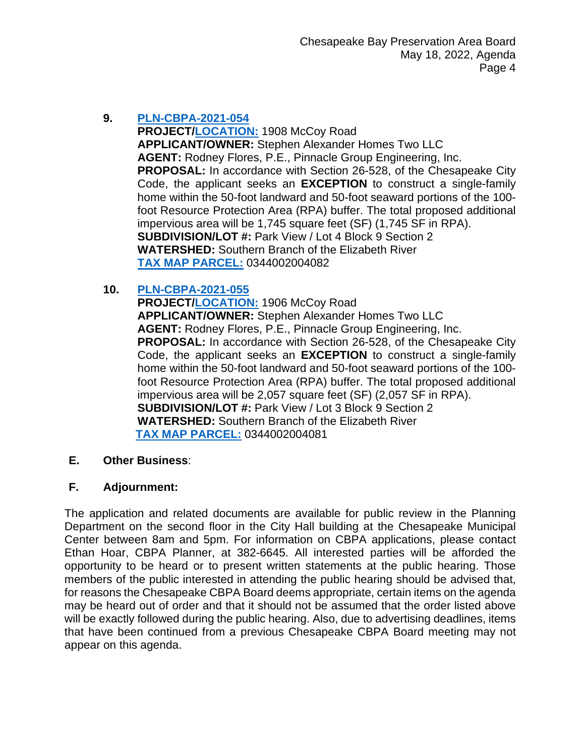9. **PLN-CBPA-2021-054**
   **PROJECT/LOCATION:** 1908 McCoy Road
   **APPLICANT/OWNER:** Stephen Alexander Homes Two LLC
   **AGENT:** Rodney Flores, P.E., Pinnacle Group Engineering, Inc.
   **PROPOSAL:** In accordance with Section 26-528, of the Chesapeake City Code, the applicant seeks an **EXCEPTION** to construct a single-family home within the 50-foot landward and 50-foot seaward portions of the 100-foot Resource Protection Area (RPA) buffer. The total proposed additional impervious area will be 1,745 square feet (SF) (1,745 SF in RPA).
   **SUBDIVISION/LOT #:** Park View / Lot 4 Block 9 Section 2
   **WATERSHED:** Southern Branch of the Elizabeth River
   **TAX MAP PARCEL:** 0344002004082

10. **PLN-CBPA-2021-055**
    **PROJECT/LOCATION:** 1906 McCoy Road
    **APPLICANT/OWNER:** Stephen Alexander Homes Two LLC
    **AGENT:** Rodney Flores, P.E., Pinnacle Group Engineering, Inc.
    **PROPOSAL:** In accordance with Section 26-528, of the Chesapeake City Code, the applicant seeks an **EXCEPTION** to construct a single-family home within the 50-foot landward and 50-foot seaward portions of the 100-foot Resource Protection Area (RPA) buffer. The total proposed additional impervious area will be 2,057 square feet (SF) (2,057 SF in RPA).
    **SUBDIVISION/LOT #:** Park View / Lot 3 Block 9 Section 2
    **WATERSHED:** Southern Branch of the Elizabeth River
    **TAX MAP PARCEL:** 0344002004081

## E. Other Business:

## F. Adjournment:

The application and related documents are available for public review in the Planning Department on the second floor in the City Hall building at the Chesapeake Municipal Center between 8am and 5pm. For information on CBPA applications, please contact Ethan Hoar, CBPA Planner, at 382-6645. All interested parties will be afforded the opportunity to be heard or to present written statements at the public hearing. Those members of the public interested in attending the public hearing should be advised that, for reasons the Chesapeake CBPA Board deems appropriate, certain items on the agenda may be heard out of order and that it should not be assumed that the order listed above will be exactly followed during the public hearing. Also, due to advertising deadlines, items that have been continued from a previous Chesapeake CBPA Board meeting may not appear on this agenda.